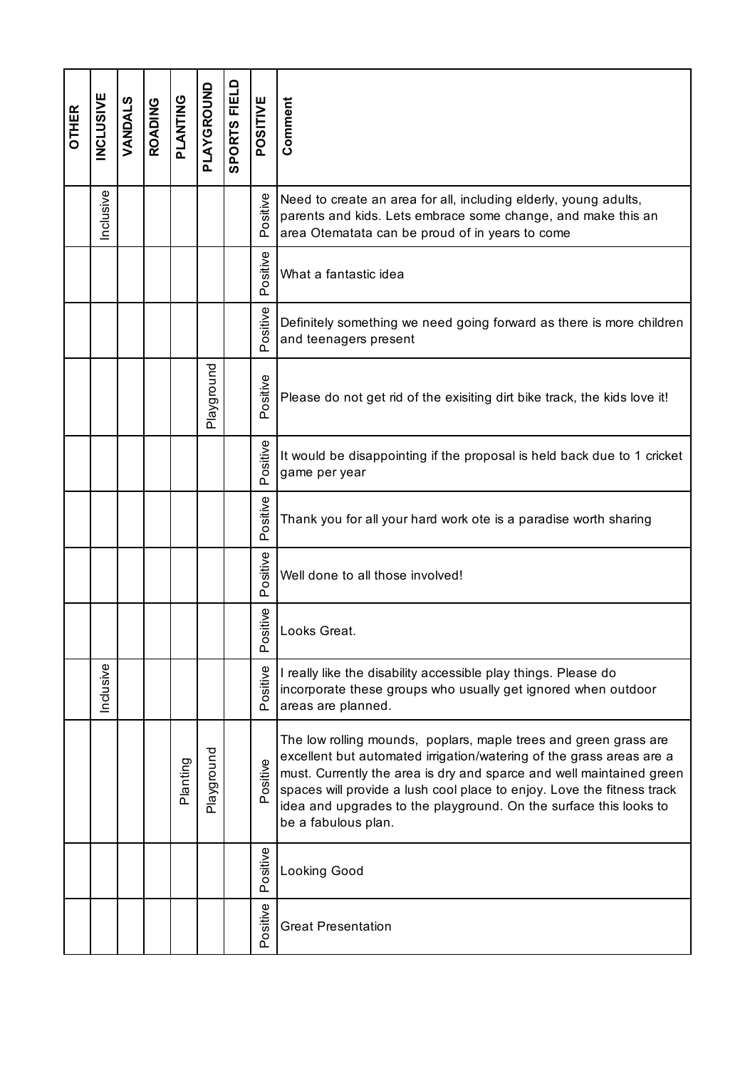| OTHER | INCLUSIVE | VANDALS | ROADING | PLANTING | PLAYGROUND | SPORTS FIELD | POSITIVE | Comment |
|---|---|---|---|---|---|---|---|---|
| | Inclusive | | | | | | Positive | Need to create an area for all, including elderly, young adults, parents and kids. Lets embrace some change, and make this an area Otematata can be proud of in years to come |
| | | | | | | | Positive | What a fantastic idea |
| | | | | | | | Positive | Definitely something we need going forward as there is more children and teenagers present |
| | | | | | Playground | | Positive | Please do not get rid of the exisiting dirt bike track, the kids love it! |
| | | | | | | | Positive | It would be disappointing if the proposal is held back due to 1 cricket game per year |
| | | | | | | | Positive | Thank you for all your hard work ote is a paradise worth sharing |
| | | | | | | | Positive | Well done to all those involved! |
| | | | | | | | Positive | Looks Great. |
| | Inclusive | | | | | | Positive | I really like the disability accessible play things. Please do incorporate these groups who usually get ignored when outdoor areas are planned. |
| | | | | Planting | Playground | | Positive | The low rolling mounds, poplars, maple trees and green grass are excellent but automated irrigation/watering of the grass areas are a must. Currently the area is dry and sparce and well maintained green spaces will provide a lush cool place to enjoy. Love the fitness track idea and upgrades to the playground. On the surface this looks to be a fabulous plan. |
| | | | | | | | Positive | Looking Good |
| | | | | | | | Positive | Great Presentation |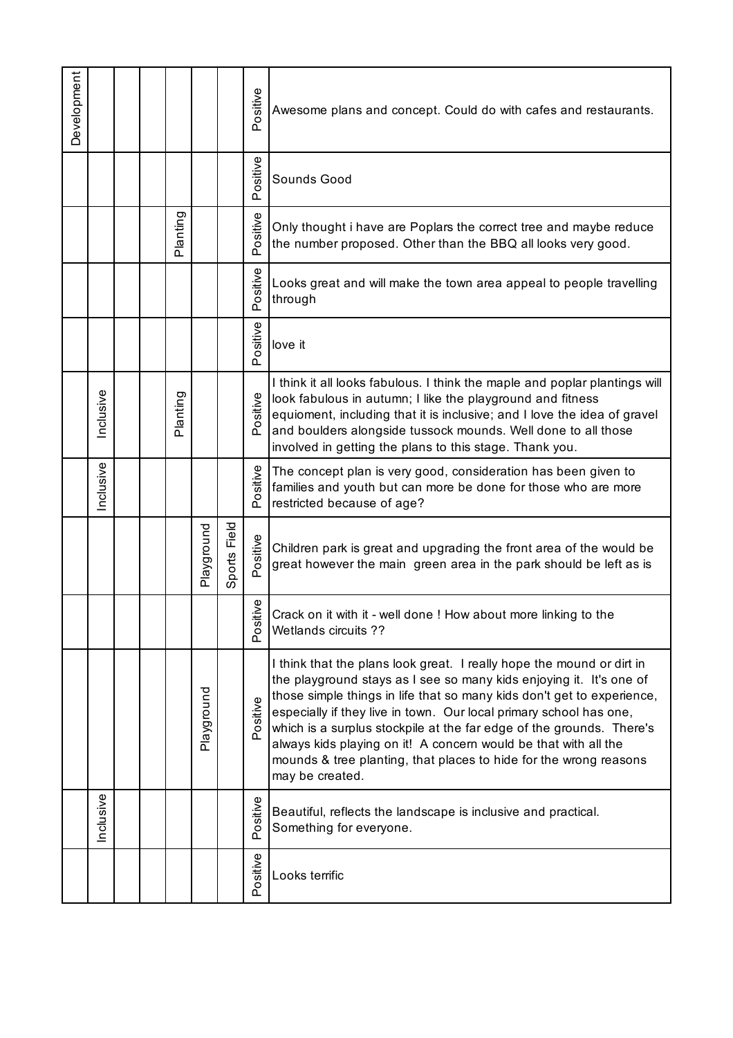| | | | | | | | | |
|---|---|---|---|---|---|---|---|---|
| Development | | | | | | | Positive | Awesome plans and concept. Could do with cafes and restaurants. |
| | | | | | | | Positive | Sounds Good |
| | | | | Planting | | | Positive | Only thought i have are Poplars the correct tree and maybe reduce the number proposed. Other than the BBQ all looks very good. |
| | | | | | | | Positive | Looks great and will make the town area appeal to people travelling through |
| | | | | | | | Positive | love it |
| | Inclusive | | | Planting | | | Positive | I think it all looks fabulous. I think the maple and poplar plantings will look fabulous in autumn; I like the playground and fitness equioment, including that it is inclusive; and I love the idea of gravel and boulders alongside tussock mounds. Well done to all those involved in getting the plans to this stage. Thank you. |
| | Inclusive | | | | | | Positive | The concept plan is very good, consideration has been given to families and youth but can more be done for those who are more restricted because of age? |
| | | | | | Playground | Sports Field | Positive | Children park is great and upgrading the front area of the would be great however the main green area in the park should be left as is |
| | | | | | | | Positive | Crack on it with it - well done ! How about more linking to the Wetlands circuits ?? |
| | | | | | Playground | | Positive | I think that the plans look great. I really hope the mound or dirt in the playground stays as I see so many kids enjoying it. It's one of those simple things in life that so many kids don't get to experience, especially if they live in town. Our local primary school has one, which is a surplus stockpile at the far edge of the grounds. There's always kids playing on it! A concern would be that with all the mounds & tree planting, that places to hide for the wrong reasons may be created. |
| | Inclusive | | | | | | Positive | Beautiful, reflects the landscape is inclusive and practical. Something for everyone. |
| | | | | | | | Positive | Looks terrific |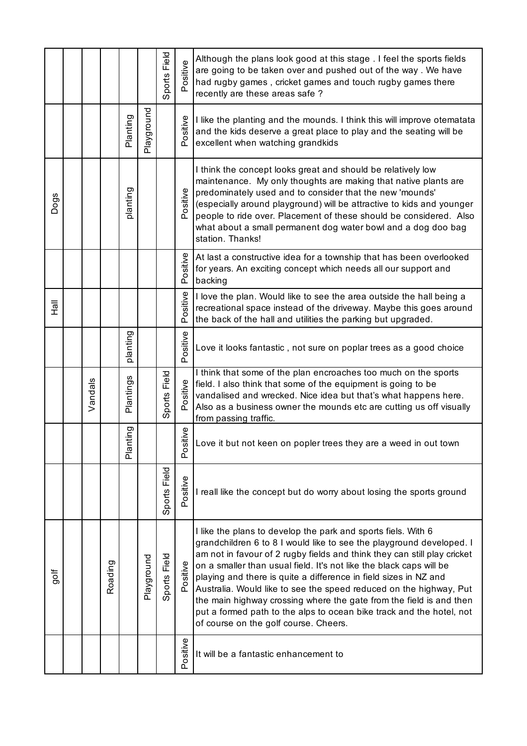| | | | | | | | | |
|---|---|---|---|---|---|---|---|---|
| | | | | | | Sports Field | Positive | Although the plans look good at this stage . I feel the sports fields are going to be taken over and pushed out of the way . We have had rugby games , cricket games and touch rugby games there recently are these areas safe ? |
| | | | | Planting | Playground | | Positive | I like the planting and the mounds. I think this will improve otematata and the kids deserve a great place to play and the seating will be excellent when watching grandkids |
| Dogs | | | | planting | | | Positive | I think the concept looks great and should be relatively low maintenance. My only thoughts are making that native plants are predominately used and to consider that the new 'mounds' (especially around playground) will be attractive to kids and younger people to ride over. Placement of these should be considered. Also what about a small permanent dog water bowl and a dog doo bag station. Thanks! |
| | | | | | | | Positive | At last a constructive idea for a township that has been overlooked for years. An exciting concept which needs all our support and backing |
| Hall | | | | | | | Positive | I love the plan. Would like to see the area outside the hall being a recreational space instead of the driveway. Maybe this goes around the back of the hall and utilities the parking but upgraded. |
| | | | | planting | | | Positive | Love it looks fantastic , not sure on poplar trees as a good choice |
| | | Vandals | | Plantings | | Sports Field | Positive | I think that some of the plan encroaches too much on the sports field. I also think that some of the equipment is going to be vandalised and wrecked. Nice idea but that's what happens here. Also as a business owner the mounds etc are cutting us off visually from passing traffic. |
| | | | | Planting | | | Positive | Love it but not keen on popler trees they are a weed in out town |
| | | | | | | Sports Field | Positive | I reall like the concept but do worry about losing the sports ground |
| golf | | | Roading | | Playground | Sports Field | Positive | I like the plans to develop the park and sports fiels. With 6 grandchildren 6 to 8 I would like to see the playground developed. I am not in favour of 2 rugby fields and think they can still play cricket on a smaller than usual field. It's not like the black caps will be playing and there is quite a difference in field sizes in NZ and Australia. Would like to see the speed reduced on the highway, Put the main highway crossing where the gate from the field is and then put a formed path to the alps to ocean bike track and the hotel, not of course on the golf course. Cheers. |
| | | | | | | | Positive | It will be a fantastic enhancement to |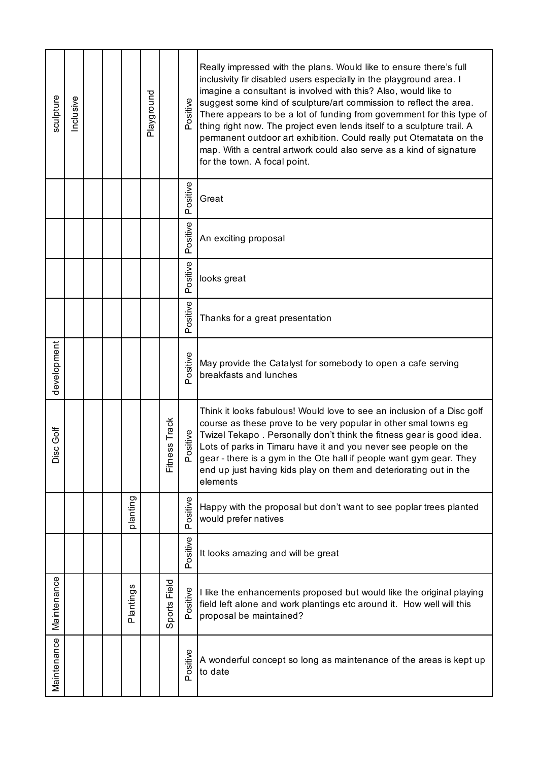| | | | | | | | | |
|---|---|---|---|---|---|---|---|---|
| sculpture | Inclusive | | | | Playground | | Positive | Really impressed with the plans. Would like to ensure there's full inclusivity fir disabled users especially in the playground area. I imagine a consultant is involved with this? Also, would like to suggest some kind of sculpture/art commission to reflect the area. There appears to be a lot of funding from government for this type of thing right now. The project even lends itself to a sculpture trail. A permanent outdoor art exhibition. Could really put Otematata on the map. With a central artwork could also serve as a kind of signature for the town. A focal point. |
| | | | | | | | Positive | Great |
| | | | | | | | Positive | An exciting proposal |
| | | | | | | | Positive | looks great |
| | | | | | | | Positive | Thanks for a great presentation |
| development | | | | | | | Positive | May provide the Catalyst for somebody to open a cafe serving breakfasts and lunches |
| Disc Golf | | | | | | Fitness Track | Positive | Think it looks fabulous! Would love to see an inclusion of a Disc golf course as these prove to be very popular in other smal towns eg Twizel Tekapo . Personally don't think the fitness gear is good idea. Lots of parks in Timaru have it and you never see people on the gear - there is a gym in the Ote hall if people want gym gear. They end up just having kids play on them and deteriorating out in the elements |
| | | | | planting | | | Positive | Happy with the proposal but don't want to see poplar trees planted would prefer natives |
| | | | | | | | Positive | It looks amazing and will be great |
| Maintenance | | | | Plantings | | Sports Field | Positive | I like the enhancements proposed but would like the original playing field left alone and work plantings etc around it. How well will this proposal be maintained? |
| Maintenance | | | | | | | Positive | A wonderful concept so long as maintenance of the areas is kept up to date |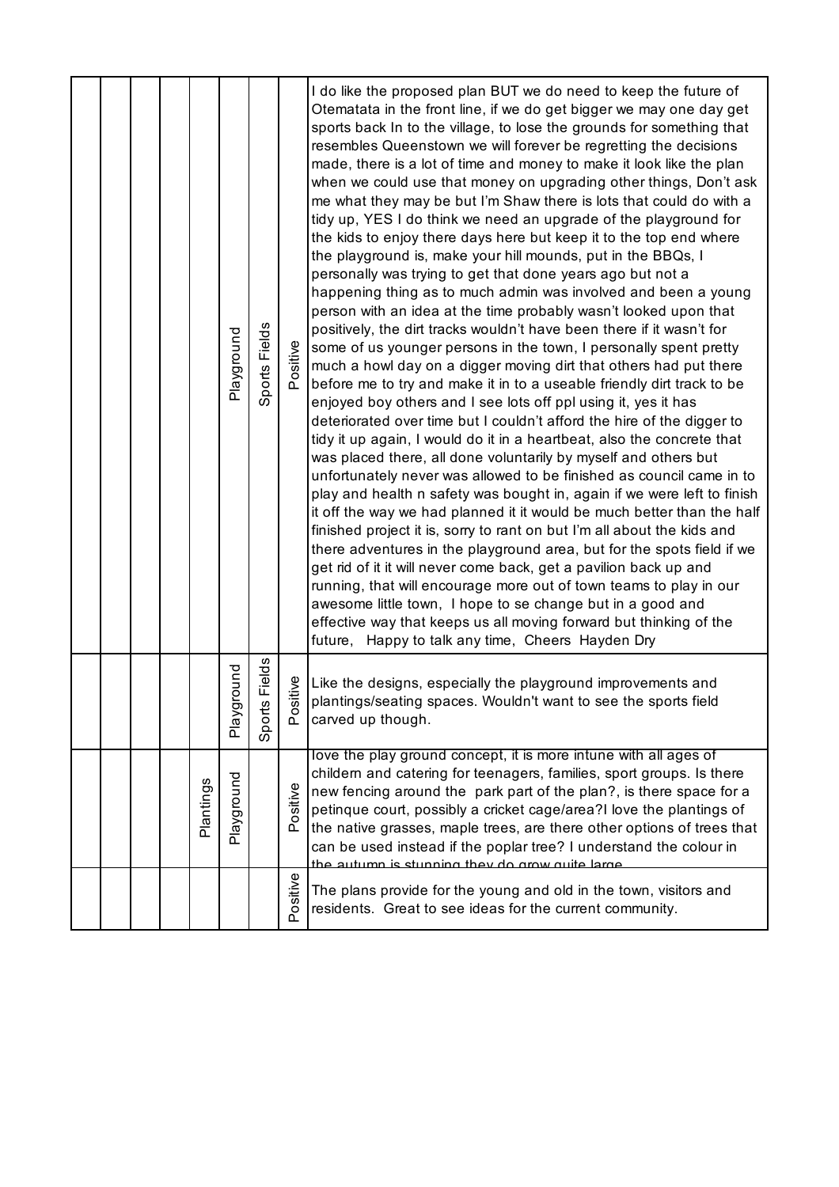| | | | | | | | | |
|---|---|---|---|---|---|---|---|---|
| | | | | | Playground | Sports Fields | Positive | I do like the proposed plan BUT we do need to keep the future of Otematata in the front line, if we do get bigger we may one day get sports back In to the village, to lose the grounds for something that resembles Queenstown we will forever be regretting the decisions made, there is a lot of time and money to make it look like the plan when we could use that money on upgrading other things, Don't ask me what they may be but I'm Shaw there is lots that could do with a tidy up, YES I do think we need an upgrade of the playground for the kids to enjoy there days here but keep it to the top end where the playground is, make your hill mounds, put in the BBQs, I personally was trying to get that done years ago but not a happening thing as to much admin was involved and been a young person with an idea at the time probably wasn't looked upon that positively, the dirt tracks wouldn't have been there if it wasn't for some of us younger persons in the town, I personally spent pretty much a howl day on a digger moving dirt that others had put there before me to try and make it in to a useable friendly dirt track to be enjoyed boy others and I see lots off ppl using it, yes it has deteriorated over time but I couldn't afford the hire of the digger to tidy it up again, I would do it in a heartbeat, also the concrete that was placed there, all done voluntarily by myself and others but unfortunately never was allowed to be finished as council came in to play and health n safety was bought in, again if we were left to finish it off the way we had planned it it would be much better than the half finished project it is, sorry to rant on but I'm all about the kids and there adventures in the playground area, but for the spots field if we get rid of it it will never come back, get a pavilion back up and running, that will encourage more out of town teams to play in our awesome little town, I hope to se change but in a good and effective way that keeps us all moving forward but thinking of the future, Happy to talk any time, Cheers Hayden Dry |
| | | | | | Playground | Sports Fields | Positive | Like the designs, especially the playground improvements and plantings/seating spaces. Wouldn't want to see the sports field carved up though. |
| | | | | Plantings | Playground | | Positive | love the play ground concept, it is more intune with all ages of childern and catering for teenagers, families, sport groups. Is there new fencing around the park part of the plan?, is there space for a petinque court, possibly a cricket cage/area?I love the plantings of the native grasses, maple trees, are there other options of trees that can be used instead if the poplar tree? I understand the colour in the autumn is stunning they do grow quite large |
| | | | | | | | Positive | The plans provide for the young and old in the town, visitors and residents. Great to see ideas for the current community. |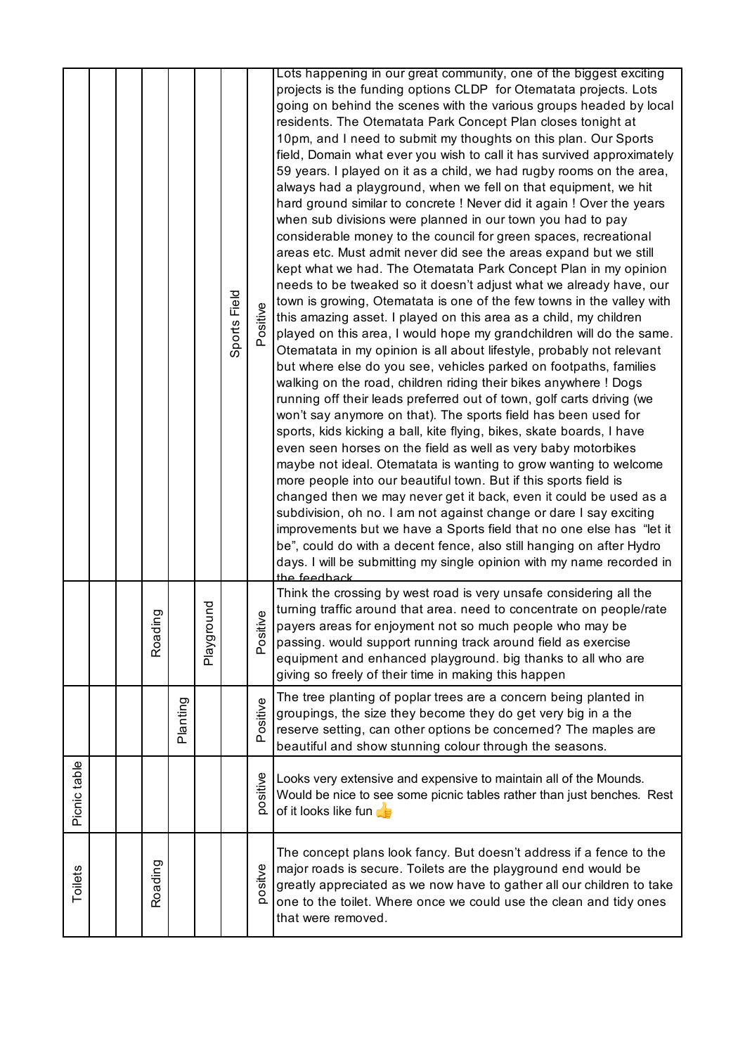| | | | | | | | | |
|---|---|---|---|---|---|---|---|---|
| | | | | | | Sports Field | Positive | Lots happening in our great community, one of the biggest exciting projects is the funding options CLDP for Otematata projects. Lots going on behind the scenes with the various groups headed by local residents. The Otematata Park Concept Plan closes tonight at 10pm, and I need to submit my thoughts on this plan. Our Sports field, Domain what ever you wish to call it has survived approximately 59 years. I played on it as a child, we had rugby rooms on the area, always had a playground, when we fell on that equipment, we hit hard ground similar to concrete ! Never did it again ! Over the years when sub divisions were planned in our town you had to pay considerable money to the council for green spaces, recreational areas etc. Must admit never did see the areas expand but we still kept what we had. The Otematata Park Concept Plan in my opinion needs to be tweaked so it doesn't adjust what we already have, our town is growing, Otematata is one of the few towns in the valley with this amazing asset. I played on this area as a child, my children played on this area, I would hope my grandchildren will do the same. Otematata in my opinion is all about lifestyle, probably not relevant but where else do you see, vehicles parked on footpaths, families walking on the road, children riding their bikes anywhere ! Dogs running off their leads preferred out of town, golf carts driving (we won't say anymore on that). The sports field has been used for sports, kids kicking a ball, kite flying, bikes, skate boards, I have even seen horses on the field as well as very baby motorbikes maybe not ideal. Otematata is wanting to grow wanting to welcome more people into our beautiful town. But if this sports field is changed then we may never get it back, even it could be used as a subdivision, oh no. I am not against change or dare I say exciting improvements but we have a Sports field that no one else has "let it be", could do with a decent fence, also still hanging on after Hydro days. I will be submitting my single opinion with my name recorded in the feedback |
| | | | Roading | | Playground | | Positive | Think the crossing by west road is very unsafe considering all the turning traffic around that area. need to concentrate on people/rate payers areas for enjoyment not so much people who may be passing. would support running track around field as exercise equipment and enhanced playground. big thanks to all who are giving so freely of their time in making this happen |
| | | | | Planting | | | Positive | The tree planting of poplar trees are a concern being planted in groupings, the size they become they do get very big in a the reserve setting, can other options be concerned? The maples are beautiful and show stunning colour through the seasons. |
| Picnic table | | | | | | | positive | Looks very extensive and expensive to maintain all of the Mounds. Would be nice to see some picnic tables rather than just benches. Rest of it looks like fun 👍 |
| Toilets | | | Roading | | | | positive | The concept plans look fancy. But doesn't address if a fence to the major roads is secure. Toilets are the playground end would be greatly appreciated as we now have to gather all our children to take one to the toilet. Where once we could use the clean and tidy ones that were removed. |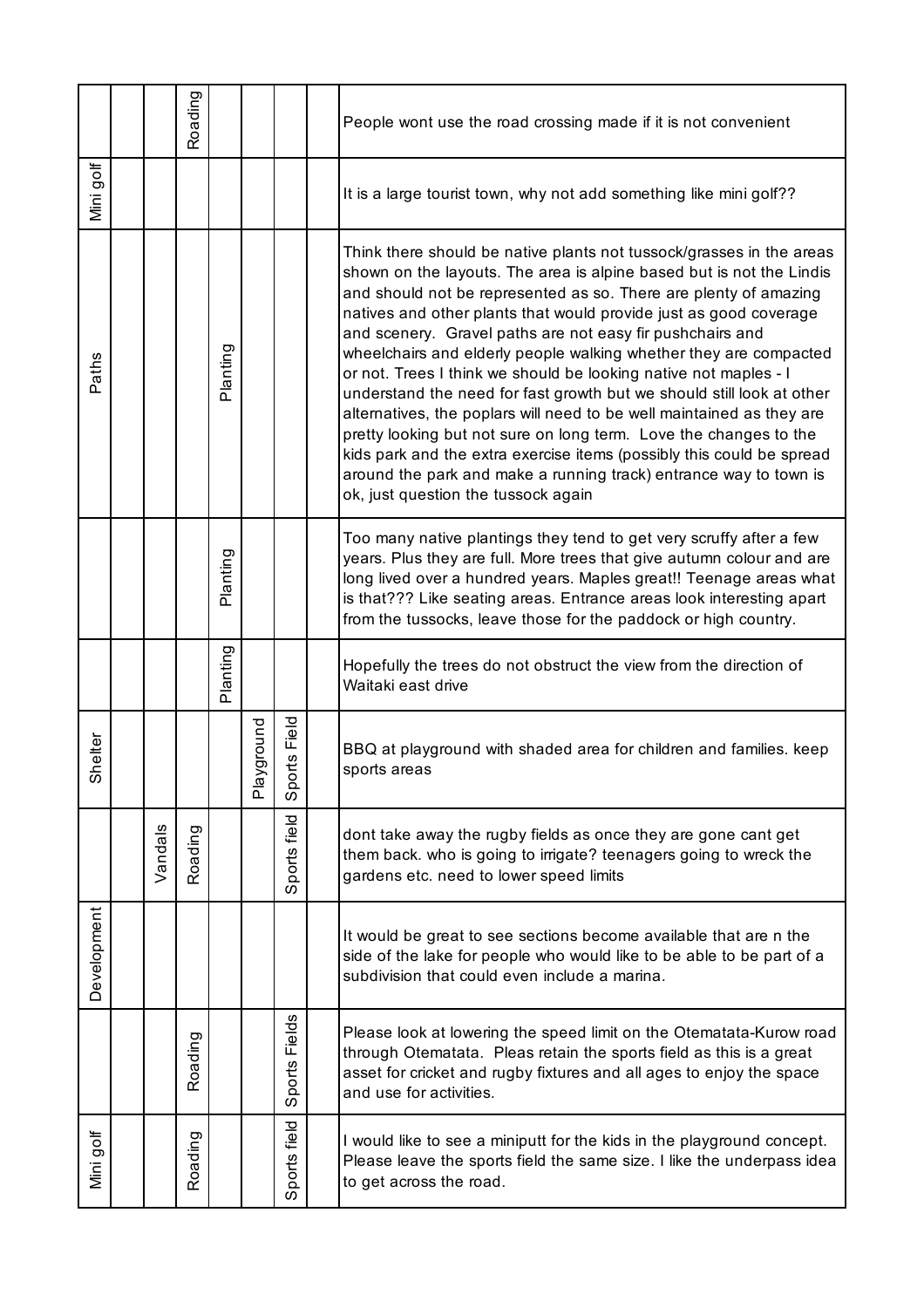| | | | | | | | | |
|---|---|---|---|---|---|---|---|---|
| | | | Roading | | | | | People wont use the road crossing made if it is not convenient |
| Mini golf | | | | | | | | It is a large tourist town, why not add something like mini golf?? |
| Paths | | | | Planting | | | | Think there should be native plants not tussock/grasses in the areas shown on the layouts. The area is alpine based but is not the Lindis and should not be represented as so. There are plenty of amazing natives and other plants that would provide just as good coverage and scenery. Gravel paths are not easy fir pushchairs and wheelchairs and elderly people walking whether they are compacted or not. Trees I think we should be looking native not maples - I understand the need for fast growth but we should still look at other alternatives, the poplars will need to be well maintained as they are pretty looking but not sure on long term. Love the changes to the kids park and the extra exercise items (possibly this could be spread around the park and make a running track) entrance way to town is ok, just question the tussock again |
| | | | | Planting | | | | Too many native plantings they tend to get very scruffy after a few years. Plus they are full. More trees that give autumn colour and are long lived over a hundred years. Maples great!! Teenage areas what is that??? Like seating areas. Entrance areas look interesting apart from the tussocks, leave those for the paddock or high country. |
| | | | | Planting | | | | Hopefully the trees do not obstruct the view from the direction of Waitaki east drive |
| Shelter | | | | | Playground | Sports Field | | BBQ at playground with shaded area for children and families. keep sports areas |
| | | Vandals | Roading | | | Sports field | | dont take away the rugby fields as once they are gone cant get them back. who is going to irrigate? teenagers going to wreck the gardens etc. need to lower speed limits |
| Development | | | | | | | | It would be great to see sections become available that are n the side of the lake for people who would like to be able to be part of a subdivision that could even include a marina. |
| | | | Roading | | | Sports Fields | | Please look at lowering the speed limit on the Otematata-Kurow road through Otematata. Pleas retain the sports field as this is a great asset for cricket and rugby fixtures and all ages to enjoy the space and use for activities. |
| Mini golf | | | Roading | | | Sports field | | I would like to see a miniputt for the kids in the playground concept. Please leave the sports field the same size. I like the underpass idea to get across the road. |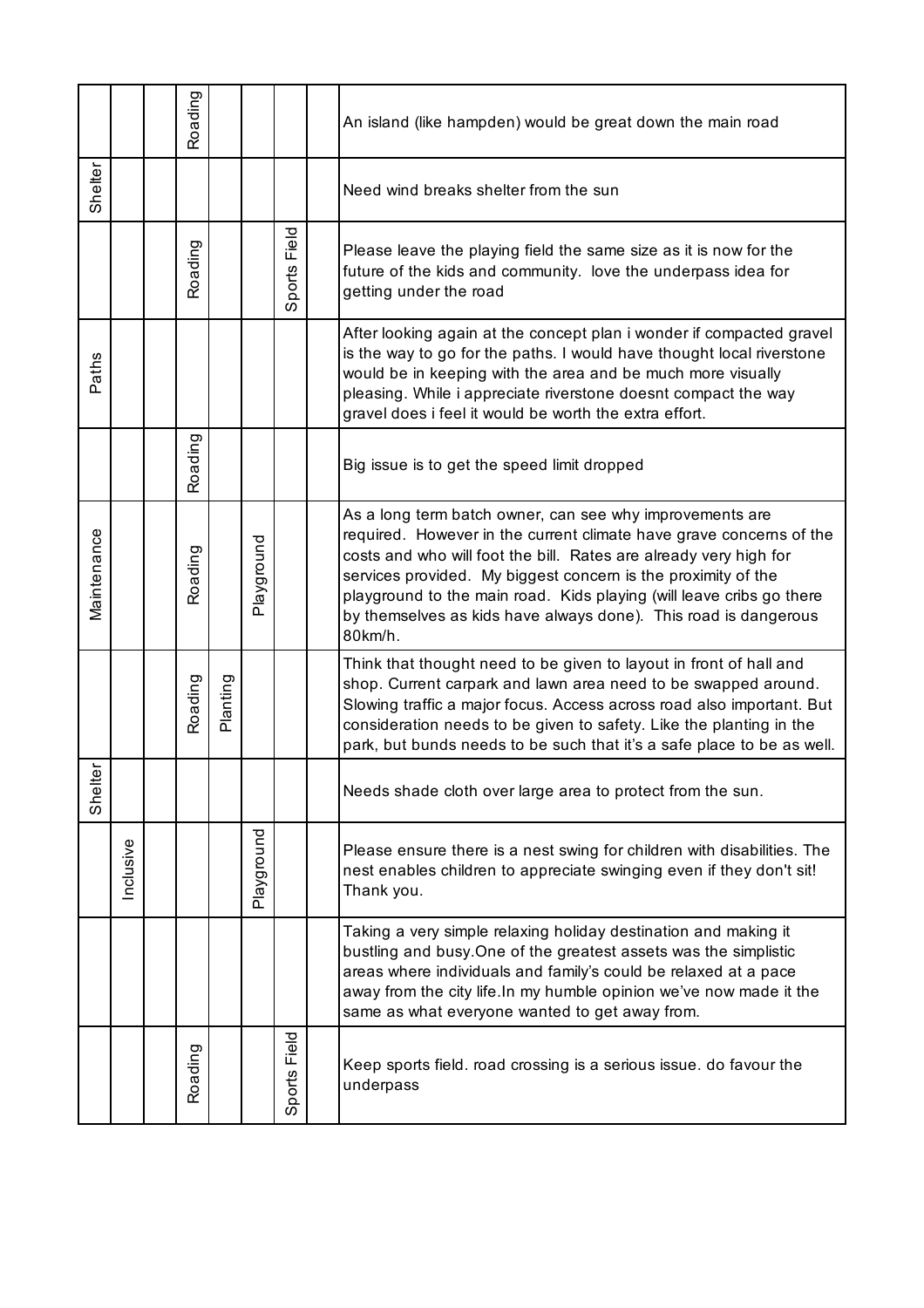| | | | | | | | | |
|---|---|---|---|---|---|---|---|---|
| | | | Roading | | | | | An island (like hampden) would be great down the main road |
| Shelter | | | | | | | | Need wind breaks shelter from the sun |
| | | | Roading | | | Sports Field | | Please leave the playing field the same size as it is now for the future of the kids and community. love the underpass idea for getting under the road |
| Paths | | | | | | | | After looking again at the concept plan i wonder if compacted gravel is the way to go for the paths. I would have thought local riverstone would be in keeping with the area and be much more visually pleasing. While i appreciate riverstone doesnt compact the way gravel does i feel it would be worth the extra effort. |
| | | | Roading | | | | | Big issue is to get the speed limit dropped |
| Maintenance | | | Roading | | Playground | | | As a long term batch owner, can see why improvements are required. However in the current climate have grave concerns of the costs and who will foot the bill. Rates are already very high for services provided. My biggest concern is the proximity of the playground to the main road. Kids playing (will leave cribs go there by themselves as kids have always done). This road is dangerous 80km/h. |
| | | | Roading | Planting | | | | Think that thought need to be given to layout in front of hall and shop. Current carpark and lawn area need to be swapped around. Slowing traffic a major focus. Access across road also important. But consideration needs to be given to safety. Like the planting in the park, but bunds needs to be such that it's a safe place to be as well. |
| Shelter | | | | | | | | Needs shade cloth over large area to protect from the sun. |
| | Inclusive | | | | Playground | | | Please ensure there is a nest swing for children with disabilities. The nest enables children to appreciate swinging even if they don't sit! Thank you. |
| | | | | | | | | Taking a very simple relaxing holiday destination and making it bustling and busy.One of the greatest assets was the simplistic areas where individuals and family's could be relaxed at a pace away from the city life.In my humble opinion we've now made it the same as what everyone wanted to get away from. |
| | | | Roading | | | Sports Field | | Keep sports field. road crossing is a serious issue. do favour the underpass |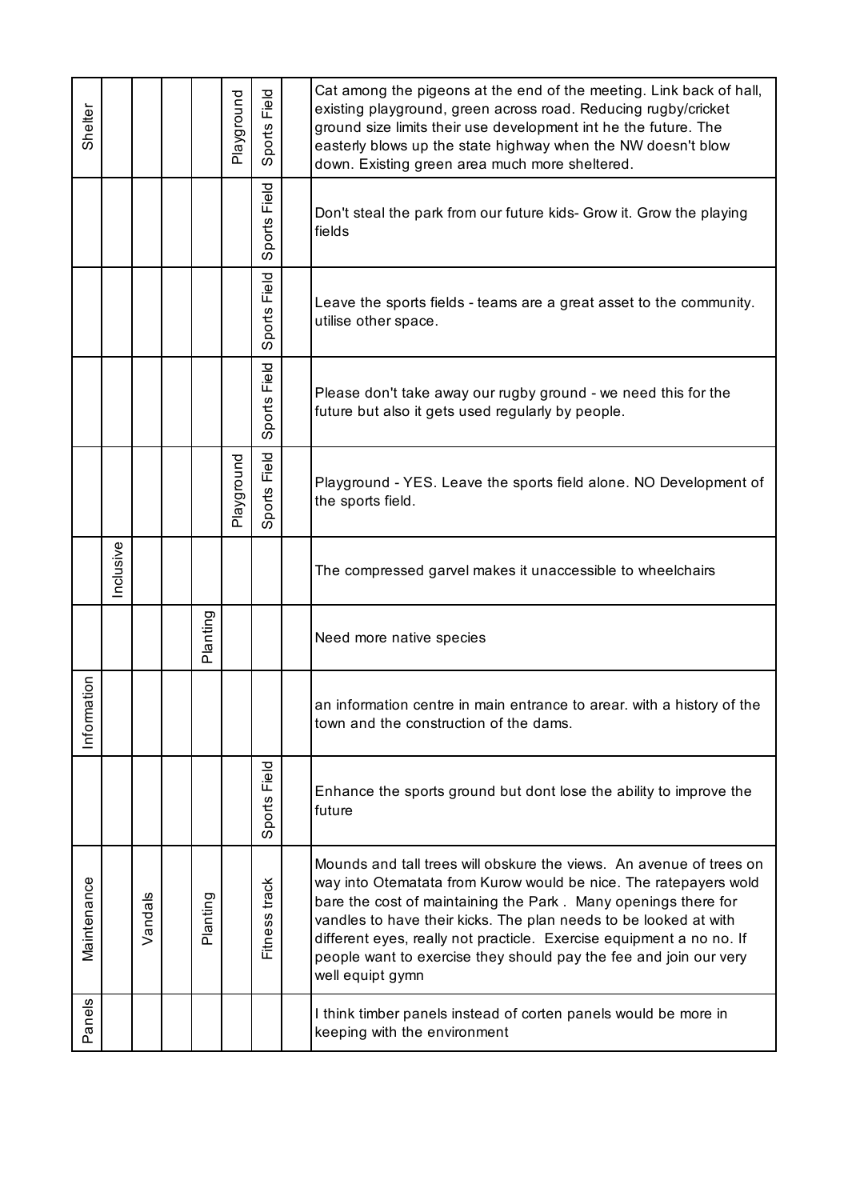| | | | | | | | | |
|---|---|---|---|---|---|---|---|---|
| Shelter | | | | | Playground | Sports Field | | Cat among the pigeons at the end of the meeting. Link back of hall, existing playground, green across road. Reducing rugby/cricket ground size limits their use development int he the future. The easterly blows up the state highway when the NW doesn't blow down. Existing green area much more sheltered. |
| | | | | | | Sports Field | | Don't steal the park from our future kids- Grow it. Grow the playing fields |
| | | | | | | Sports Field | | Leave the sports fields - teams are a great asset to the community. utilise other space. |
| | | | | | | Sports Field | | Please don't take away our rugby ground - we need this for the future but also it gets used regularly by people. |
| | | | | | Playground | Sports Field | | Playground - YES. Leave the sports field alone. NO Development of the sports field. |
| | Inclusive | | | | | | | The compressed garvel makes it unaccessible to wheelchairs |
| | | | | Planting | | | | Need more native species |
| Information | | | | | | | | an information centre in main entrance to arear. with a history of the town and the construction of the dams. |
| | | | | | | Sports Field | | Enhance the sports ground but dont lose the ability to improve the future |
| Maintenance | | Vandals | | Planting | | Fitness track | | Mounds and tall trees will obskure the views. An avenue of trees on way into Otematata from Kurow would be nice. The ratepayers wold bare the cost of maintaining the Park . Many openings there for vandles to have their kicks. The plan needs to be looked at with different eyes, really not practicle. Exercise equipment a no no. If people want to exercise they should pay the fee and join our very well equipt gymn |
| Panels | | | | | | | | I think timber panels instead of corten panels would be more in keeping with the environment |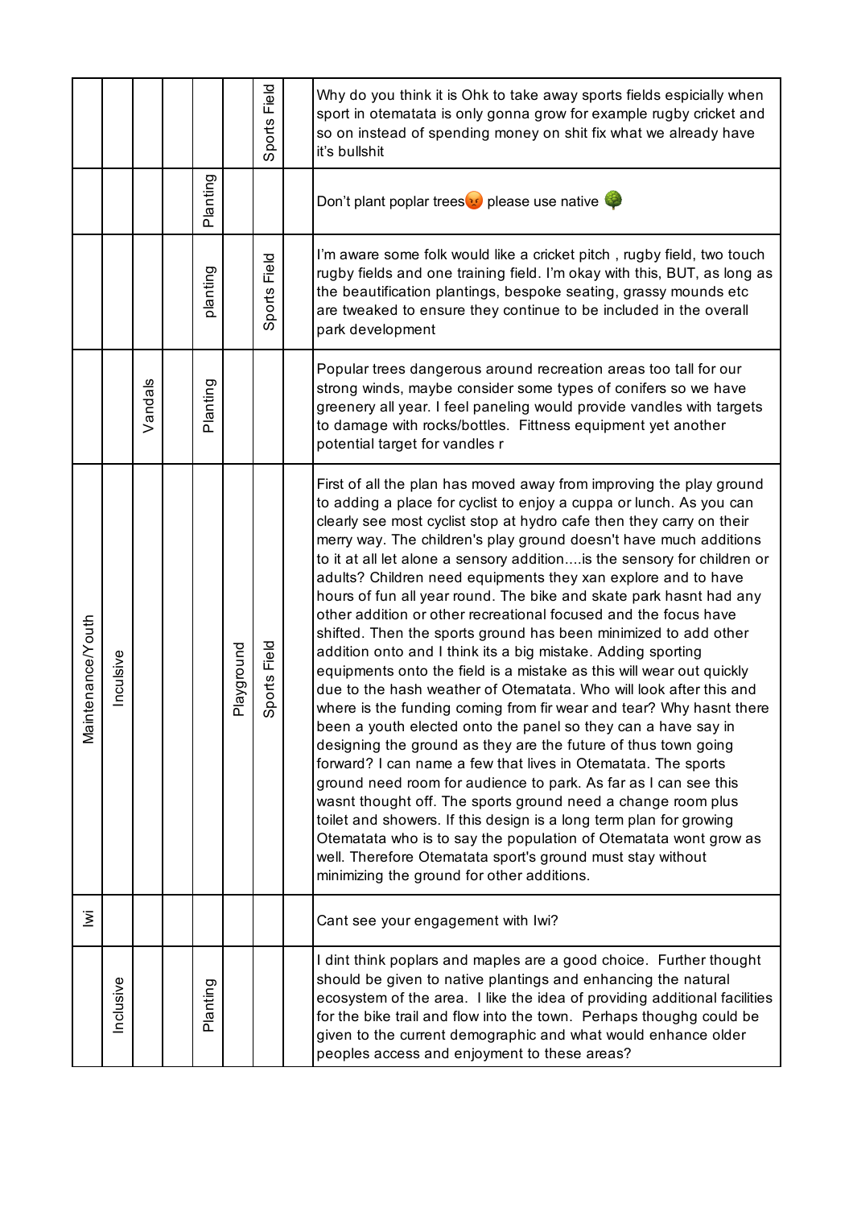| | | | | | | | | |
|---|---|---|---|---|---|---|---|---|
| | | | | | | Sports Field | | Why do you think it is Ohk to take away sports fields espicially when sport in otematata is only gonna grow for example rugby cricket and so on instead of spending money on shit fix what we already have it's bullshit |
| | | | | Planting | | | | Don't plant poplar trees😡 please use native 🌳 |
| | | | | planting | | Sports Field | | I'm aware some folk would like a cricket pitch , rugby field, two touch rugby fields and one training field. I'm okay with this, BUT, as long as the beautification plantings, bespoke seating, grassy mounds etc are tweaked to ensure they continue to be included in the overall park development |
| | | Vandals | | Planting | | | | Popular trees dangerous around recreation areas too tall for our strong winds, maybe consider some types of conifers so we have greenery all year. I feel paneling would provide vandles with targets to damage with rocks/bottles. Fittness equipment yet another potential target for vandles r |
| Maintenance/Youth | Inculsive | | | | Playground | Sports Field | | First of all the plan has moved away from improving the play ground to adding a place for cyclist to enjoy a cuppa or lunch. As you can clearly see most cyclist stop at hydro cafe then they carry on their merry way. The children's play ground doesn't have much additions to it at all let alone a sensory addition....is the sensory for children or adults? Children need equipments they xan explore and to have hours of fun all year round. The bike and skate park hasnt had any other addition or other recreational focused and the focus have shifted. Then the sports ground has been minimized to add other addition onto and I think its a big mistake. Adding sporting equipments onto the field is a mistake as this will wear out quickly due to the hash weather of Otematata. Who will look after this and where is the funding coming from fir wear and tear? Why hasnt there been a youth elected onto the panel so they can a have say in designing the ground as they are the future of thus town going forward? I can name a few that lives in Otematata. The sports ground need room for audience to park. As far as I can see this wasnt thought off. The sports ground need a change room plus toilet and showers. If this design is a long term plan for growing Otematata who is to say the population of Otematata wont grow as well. Therefore Otematata sport's ground must stay without minimizing the ground for other additions. |
| Iwi | | | | | | | | Cant see your engagement with Iwi? |
| | Inclusive | | | Planting | | | | I dint think poplars and maples are a good choice. Further thought should be given to native plantings and enhancing the natural ecosystem of the area. I like the idea of providing additional facilities for the bike trail and flow into the town. Perhaps thoughg could be given to the current demographic and what would enhance older peoples access and enjoyment to these areas? |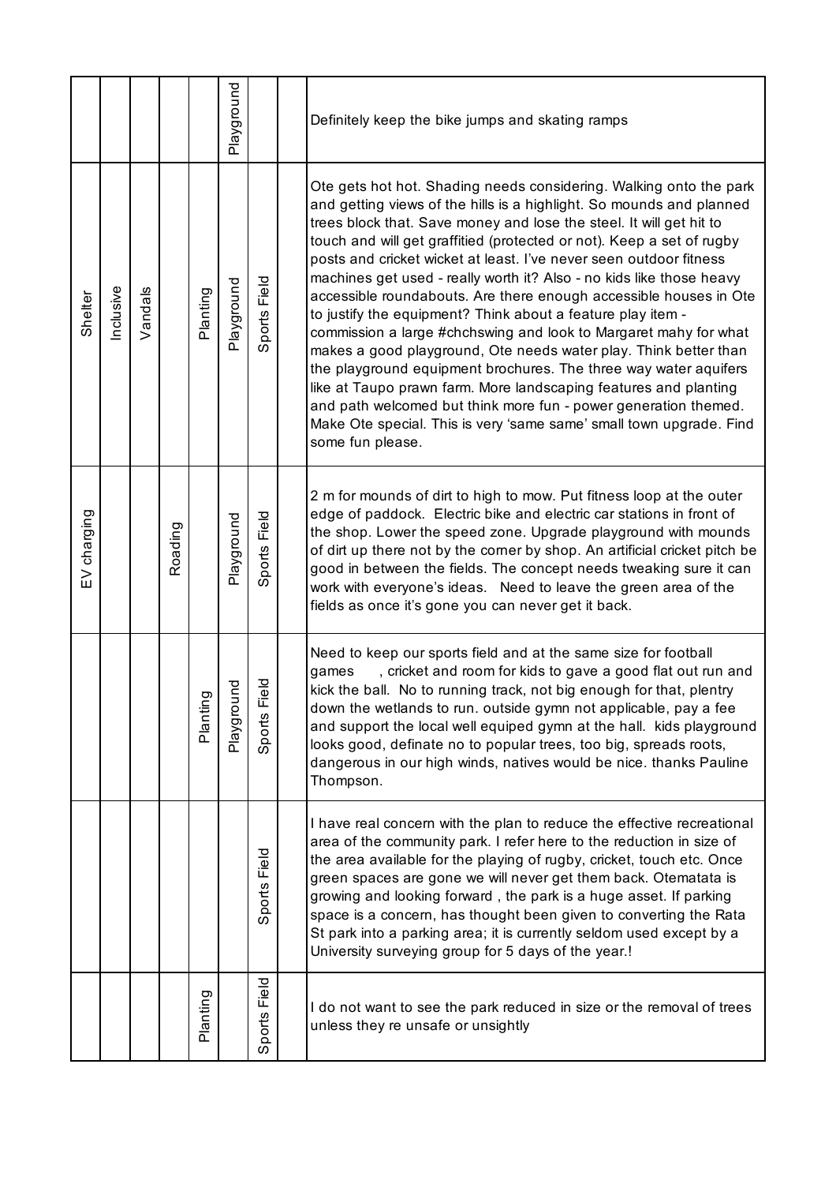| | | | | | | | | |
|---|---|---|---|---|---|---|---|---|
| | | | | | Playground | | | Definitely keep the bike jumps and skating ramps |
| Shelter | Inclusive | Vandals | | Planting | Playground | Sports Field | | Ote gets hot hot. Shading needs considering. Walking onto the park and getting views of the hills is a highlight. So mounds and planned trees block that. Save money and lose the steel. It will get hit to touch and will get graffitied (protected or not). Keep a set of rugby posts and cricket wicket at least. I've never seen outdoor fitness machines get used - really worth it? Also - no kids like those heavy accessible roundabouts. Are there enough accessible houses in Ote to justify the equipment? Think about a feature play item - commission a large #chchswing and look to Margaret mahy for what makes a good playground, Ote needs water play. Think better than the playground equipment brochures. The three way water aquifers like at Taupo prawn farm. More landscaping features and planting and path welcomed but think more fun - power generation themed. Make Ote special. This is very 'same same' small town upgrade. Find some fun please. |
| EV charging | | | Roading | | Playground | Sports Field | | 2 m for mounds of dirt to high to mow. Put fitness loop at the outer edge of paddock. Electric bike and electric car stations in front of the shop. Lower the speed zone. Upgrade playground with mounds of dirt up there not by the corner by shop. An artificial cricket pitch be good in between the fields. The concept needs tweaking sure it can work with everyone's ideas. Need to leave the green area of the fields as once it's gone you can never get it back. |
| | | | | Planting | Playground | Sports Field | | Need to keep our sports field and at the same size for football games , cricket and room for kids to gave a good flat out run and kick the ball. No to running track, not big enough for that, plentry down the wetlands to run. outside gymn not applicable, pay a fee and support the local well equiped gymn at the hall. kids playground looks good, definate no to popular trees, too big, spreads roots, dangerous in our high winds, natives would be nice. thanks Pauline Thompson. |
| | | | | | | Sports Field | | I have real concern with the plan to reduce the effective recreational area of the community park. I refer here to the reduction in size of the area available for the playing of rugby, cricket, touch etc. Once green spaces are gone we will never get them back. Otematata is growing and looking forward , the park is a huge asset. If parking space is a concern, has thought been given to converting the Rata St park into a parking area; it is currently seldom used except by a University surveying group for 5 days of the year.! |
| | | | | Planting | | Sports Field | | I do not want to see the park reduced in size or the removal of trees unless they re unsafe or unsightly |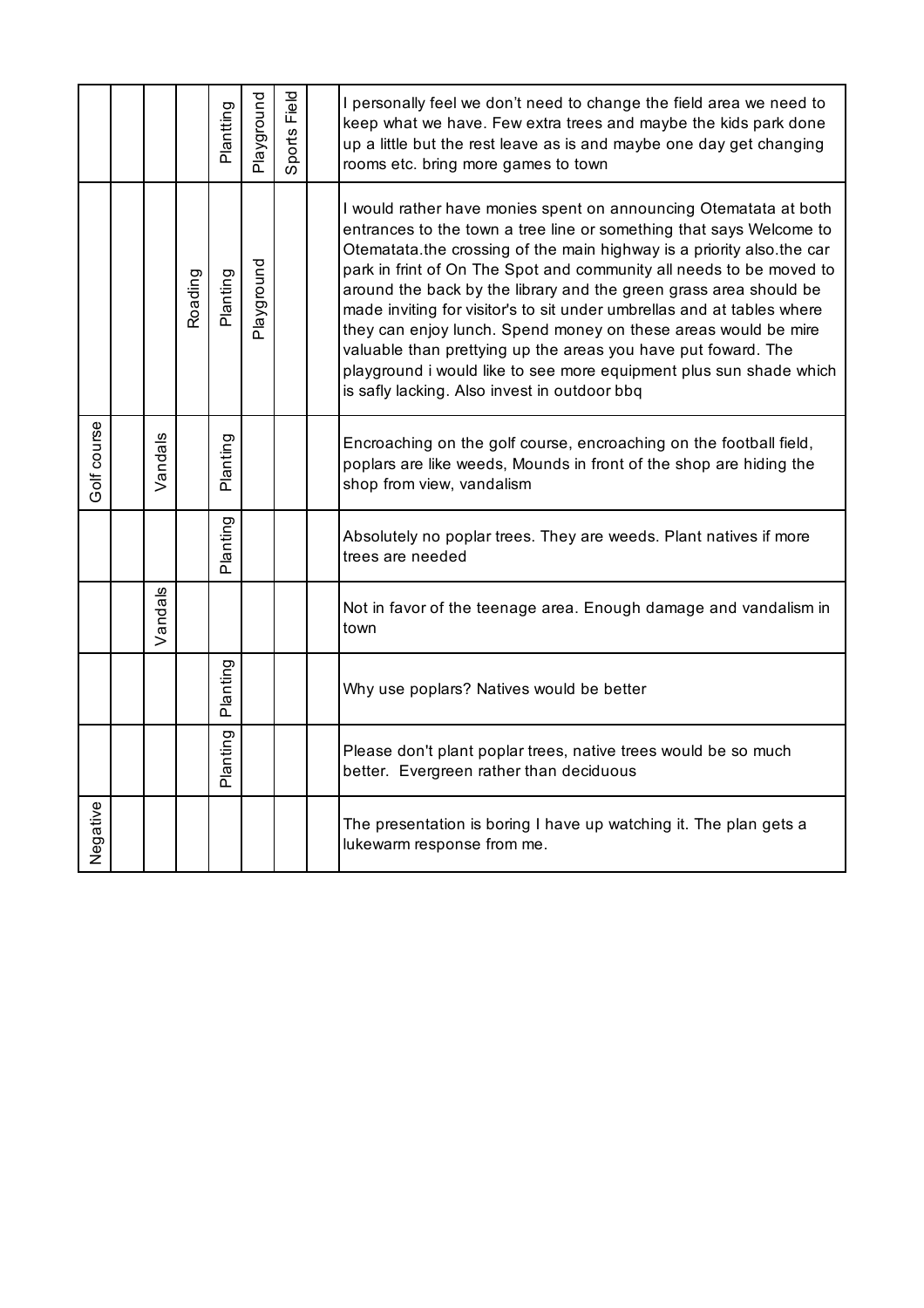| | | | | | | | | |
|---|---|---|---|---|---|---|---|---|
| | | | | Plantting | Playground | Sports Field | | I personally feel we don't need to change the field area we need to keep what we have. Few extra trees and maybe the kids park done up a little but the rest leave as is and maybe one day get changing rooms etc. bring more games to town |
| | | | Roading | Planting | Playground | | | I would rather have monies spent on announcing Otematata at both entrances to the town a tree line or something that says Welcome to Otematata.the crossing of the main highway is a priority also.the car park in frint of On The Spot and community all needs to be moved to around the back by the library and the green grass area should be made inviting for visitor's to sit under umbrellas and at tables where they can enjoy lunch. Spend money on these areas would be mire valuable than prettying up the areas you have put foward. The playground i would like to see more equipment plus sun shade which is safly lacking. Also invest in outdoor bbq |
| Golf course | | Vandals | | Planting | | | | Encroaching on the golf course, encroaching on the football field, poplars are like weeds, Mounds in front of the shop are hiding the shop from view, vandalism |
| | | | | Planting | | | | Absolutely no poplar trees. They are weeds. Plant natives if more trees are needed |
| | | Vandals | | | | | | Not in favor of the teenage area. Enough damage and vandalism in town |
| | | | | Planting | | | | Why use poplars? Natives would be better |
| | | | | Planting | | | | Please don't plant poplar trees, native trees would be so much better. Evergreen rather than deciduous |
| Negative | | | | | | | | The presentation is boring I have up watching it. The plan gets a lukewarm response from me. |